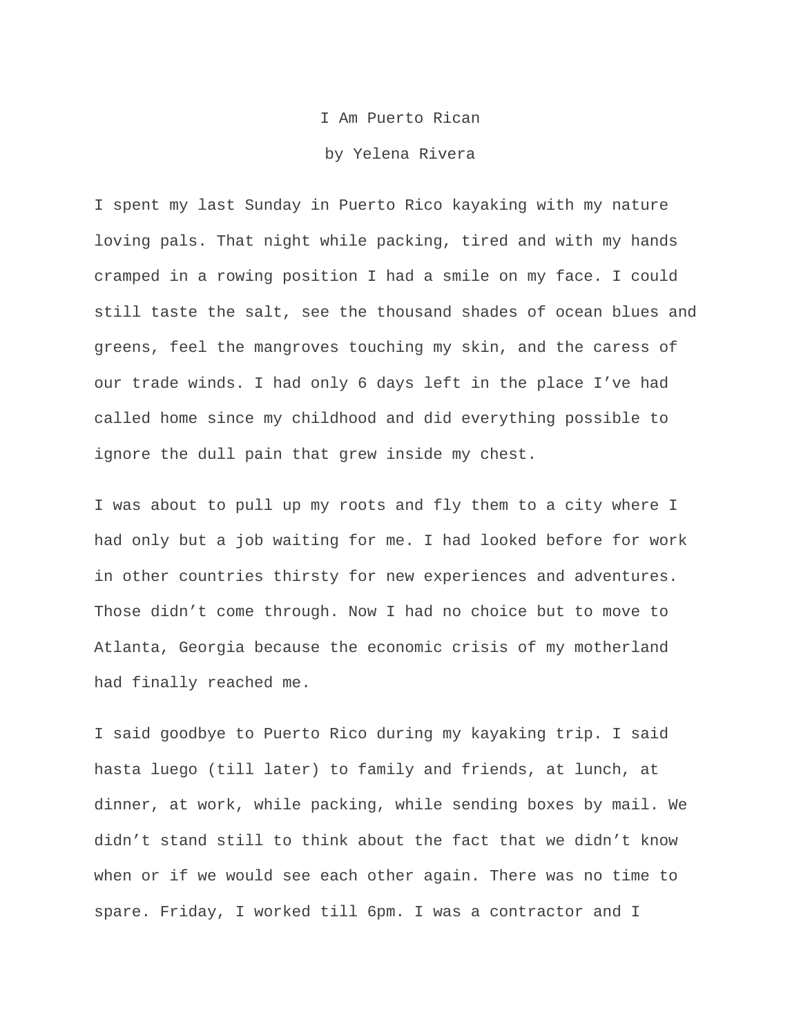# I Am Puerto Rican

by Yelena Rivera

I spent my last Sunday in Puerto Rico kayaking with my nature loving pals. That night while packing, tired and with my hands cramped in a rowing position I had a smile on my face. I could still taste the salt, see the thousand shades of ocean blues and greens, feel the mangroves touching my skin, and the caress of our trade winds. I had only 6 days left in the place I've had called home since my childhood and did everything possible to ignore the dull pain that grew inside my chest.

I was about to pull up my roots and fly them to a city where I had only but a job waiting for me. I had looked before for work in other countries thirsty for new experiences and adventures. Those didn't come through. Now I had no choice but to move to Atlanta, Georgia because the economic crisis of my motherland had finally reached me.

I said goodbye to Puerto Rico during my kayaking trip. I said hasta luego (till later) to family and friends, at lunch, at dinner, at work, while packing, while sending boxes by mail. We didn't stand still to think about the fact that we didn't know when or if we would see each other again. There was no time to spare. Friday, I worked till 6pm. I was a contractor and I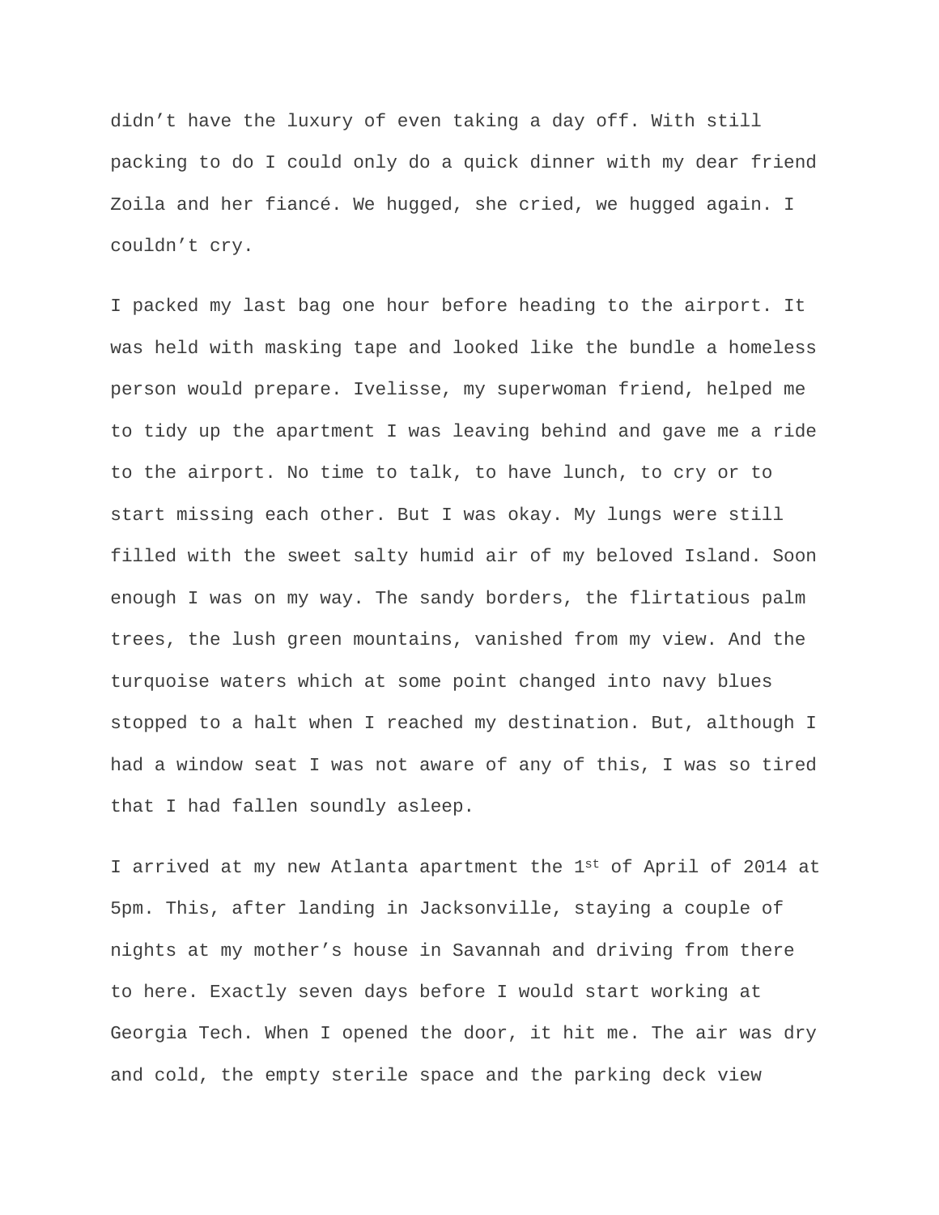didn’t have the luxury of even taking a day off. With still packing to do I could only do a quick dinner with my dear friend Zoila and her fiancé. We hugged, she cried, we hugged again. I couldn’t cry.

I packed my last bag one hour before heading to the airport. It was held with masking tape and looked like the bundle a homeless person would prepare. Ivelisse, my superwoman friend, helped me to tidy up the apartment I was leaving behind and gave me a ride to the airport. No time to talk, to have lunch, to cry or to start missing each other. But I was okay. My lungs were still filled with the sweet salty humid air of my beloved Island. Soon enough I was on my way. The sandy borders, the flirtatious palm trees, the lush green mountains, vanished from my view. And the turquoise waters which at some point changed into navy blues stopped to a halt when I reached my destination. But, although I had a window seat I was not aware of any of this, I was so tired that I had fallen soundly asleep.

I arrived at my new Atlanta apartment the 1st of April of 2014 at 5pm. This, after landing in Jacksonville, staying a couple of nights at my mother’s house in Savannah and driving from there to here. Exactly seven days before I would start working at Georgia Tech. When I opened the door, it hit me. The air was dry and cold, the empty sterile space and the parking deck view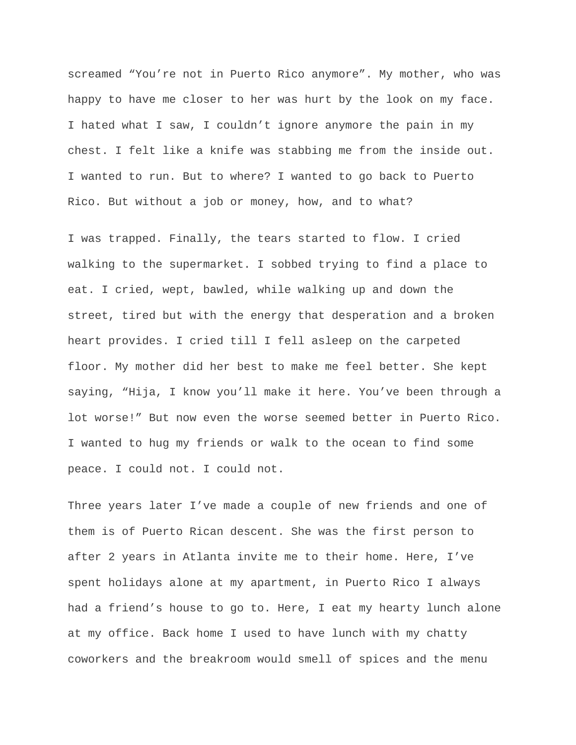screamed “You’re not in Puerto Rico anymore”. My mother, who was happy to have me closer to her was hurt by the look on my face. I hated what I saw, I couldn’t ignore anymore the pain in my chest. I felt like a knife was stabbing me from the inside out. I wanted to run. But to where? I wanted to go back to Puerto Rico. But without a job or money, how, and to what?

I was trapped. Finally, the tears started to flow. I cried walking to the supermarket. I sobbed trying to find a place to eat. I cried, wept, bawled, while walking up and down the street, tired but with the energy that desperation and a broken heart provides. I cried till I fell asleep on the carpeted floor. My mother did her best to make me feel better. She kept saying, “Hija, I know you’ll make it here. You’ve been through a lot worse!” But now even the worse seemed better in Puerto Rico. I wanted to hug my friends or walk to the ocean to find some peace. I could not. I could not.

Three years later I’ve made a couple of new friends and one of them is of Puerto Rican descent. She was the first person to after 2 years in Atlanta invite me to their home. Here, I’ve spent holidays alone at my apartment, in Puerto Rico I always had a friend’s house to go to. Here, I eat my hearty lunch alone at my office. Back home I used to have lunch with my chatty coworkers and the breakroom would smell of spices and the menu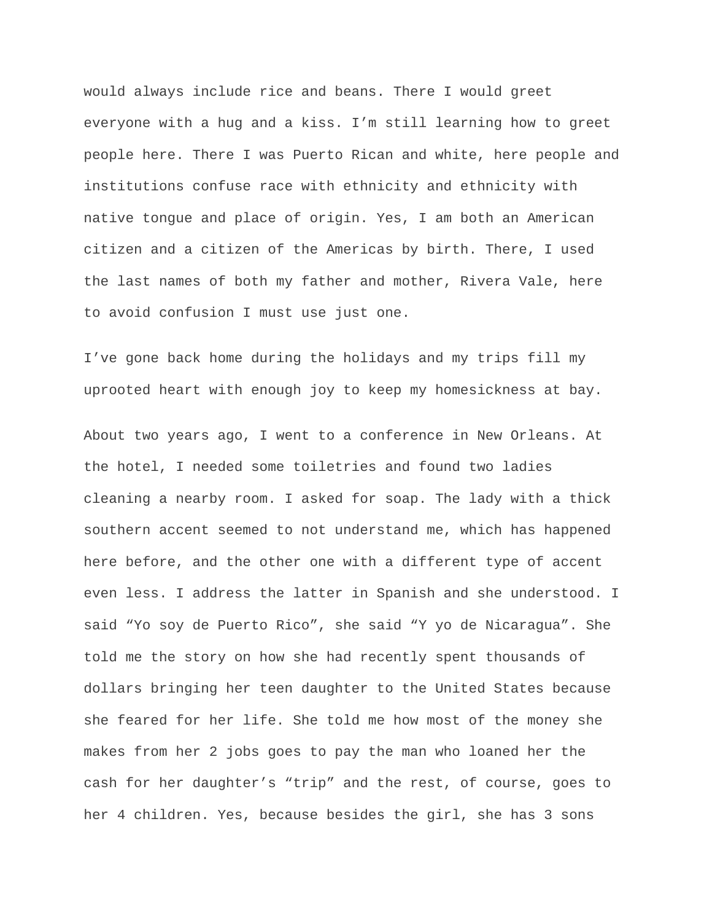would always include rice and beans. There I would greet everyone with a hug and a kiss. I'm still learning how to greet people here. There I was Puerto Rican and white, here people and institutions confuse race with ethnicity and ethnicity with native tongue and place of origin. Yes, I am both an American citizen and a citizen of the Americas by birth. There, I used the last names of both my father and mother, Rivera Vale, here to avoid confusion I must use just one.

I've gone back home during the holidays and my trips fill my uprooted heart with enough joy to keep my homesickness at bay.

About two years ago, I went to a conference in New Orleans. At the hotel, I needed some toiletries and found two ladies cleaning a nearby room. I asked for soap. The lady with a thick southern accent seemed to not understand me, which has happened here before, and the other one with a different type of accent even less. I address the latter in Spanish and she understood. I said "Yo soy de Puerto Rico", she said "Y yo de Nicaragua". She told me the story on how she had recently spent thousands of dollars bringing her teen daughter to the United States because she feared for her life. She told me how most of the money she makes from her 2 jobs goes to pay the man who loaned her the cash for her daughter's "trip" and the rest, of course, goes to her 4 children. Yes, because besides the girl, she has 3 sons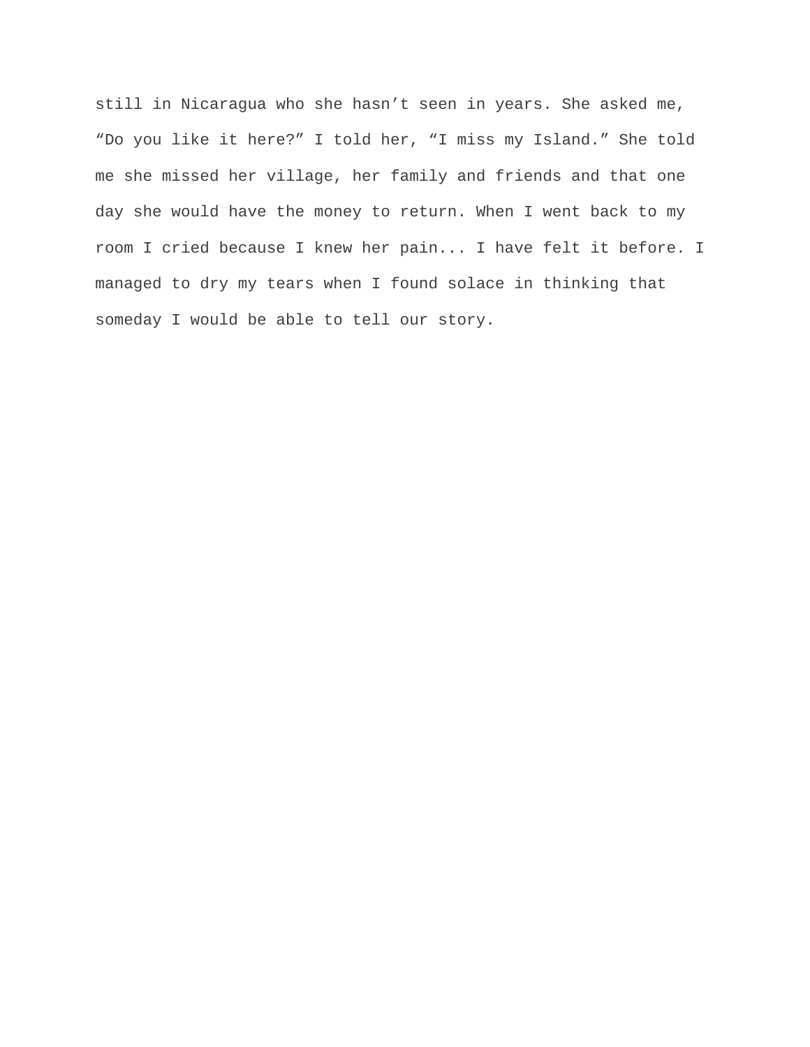still in Nicaragua who she hasn’t seen in years. She asked me, “Do you like it here?” I told her, “I miss my Island.” She told me she missed her village, her family and friends and that one day she would have the money to return. When I went back to my room I cried because I knew her pain... I have felt it before. I managed to dry my tears when I found solace in thinking that someday I would be able to tell our story.